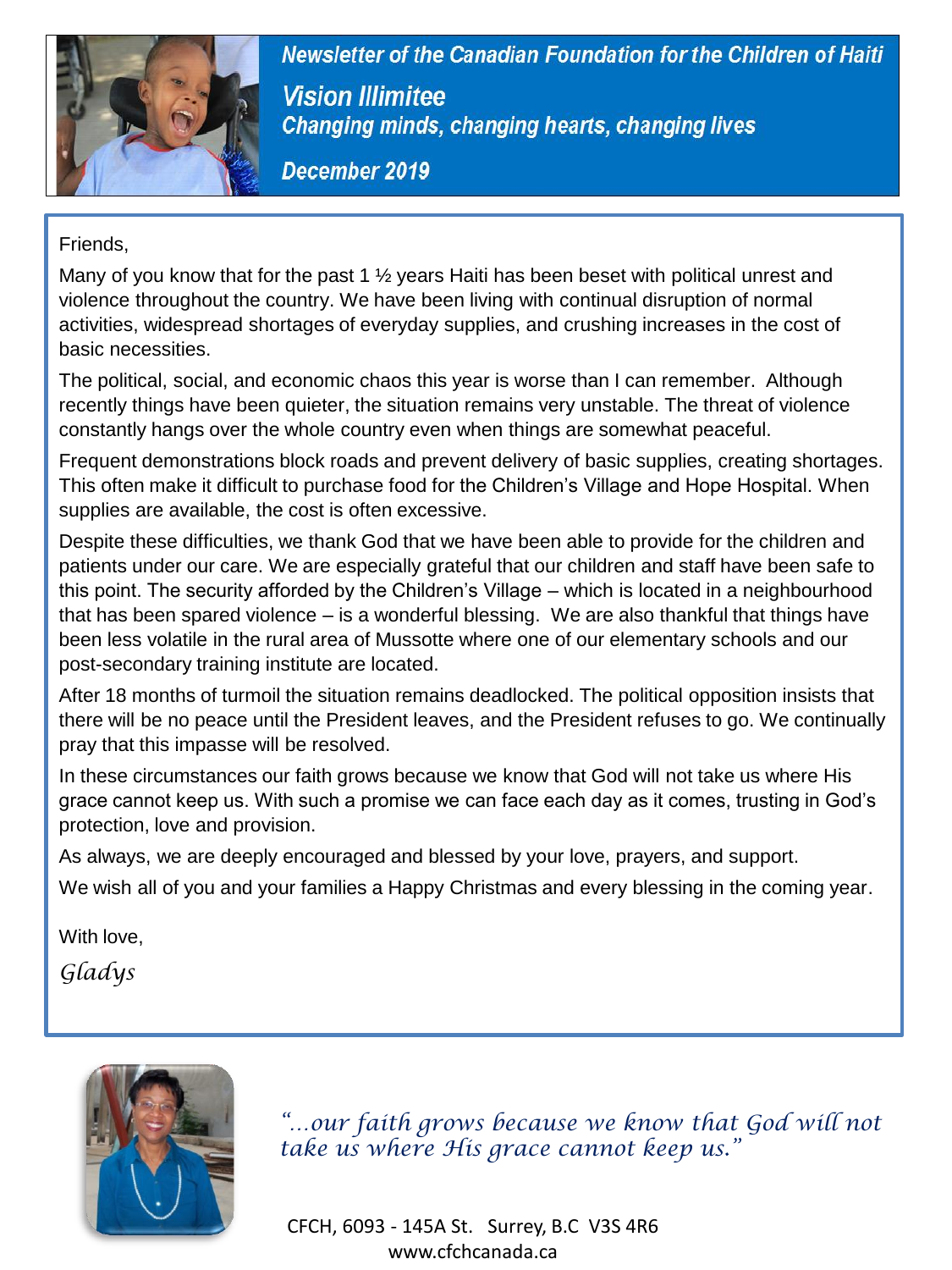*Newsletter of the Canadian Foundation for the Children of Haiti*

# *Vision Illimitee*

***Changing minds, changing hearts, changing lives***

***December 2019***

Friends,

Many of you know that for the past 1 ½ years Haiti has been beset with political unrest and violence throughout the country. We have been living with continual disruption of normal activities, widespread shortages of everyday supplies, and crushing increases in the cost of basic necessities.

The political, social, and economic chaos this year is worse than I can remember. Although recently things have been quieter, the situation remains very unstable. The threat of violence constantly hangs over the whole country even when things are somewhat peaceful.

Frequent demonstrations block roads and prevent delivery of basic supplies, creating shortages. This often make it difficult to purchase food for the Children's Village and Hope Hospital. When supplies are available, the cost is often excessive.

Despite these difficulties, we thank God that we have been able to provide for the children and patients under our care. We are especially grateful that our children and staff have been safe to this point. The security afforded by the Children's Village – which is located in a neighbourhood that has been spared violence – is a wonderful blessing. We are also thankful that things have been less volatile in the rural area of Mussotte where one of our elementary schools and our post-secondary training institute are located.

After 18 months of turmoil the situation remains deadlocked. The political opposition insists that there will be no peace until the President leaves, and the President refuses to go. We continually pray that this impasse will be resolved.

In these circumstances our faith grows because we know that God will not take us where His grace cannot keep us. With such a promise we can face each day as it comes, trusting in God's protection, love and provision.

As always, we are deeply encouraged and blessed by your love, prayers, and support.

We wish all of you and your families a Happy Christmas and every blessing in the coming year.

With love,

*Gladys*

*"...our faith grows because we know that God will not take us where His grace cannot keep us."*

CFCH, 6093 - 145A St. Surrey, B.C V3S 4R6
www.cfchcanada.ca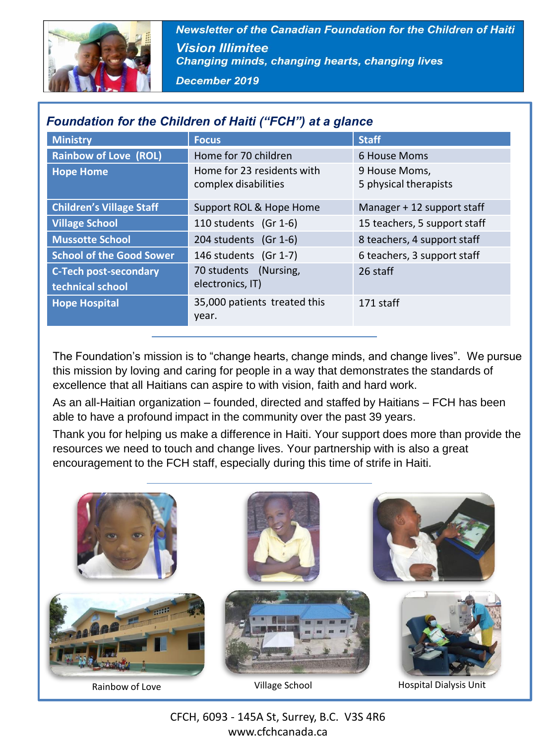*Newsletter of the Canadian Foundation for the Children of Haiti*

***Vision Illimitee***

***Changing minds, changing hearts, changing lives***

***December 2019***

## *Foundation for the Children of Haiti ("FCH") at a glance*

| Ministry | Focus | Staff |
|---|---|---|
| Rainbow of Love (ROL) | Home for 70 children | 6 House Moms |
| Hope Home | Home for 23 residents with complex disabilities | 9 House Moms, 5 physical therapists |
| Children's Village Staff | Support ROL & Hope Home | Manager + 12 support staff |
| Village School | 110 students (Gr 1-6) | 15 teachers, 5 support staff |
| Mussotte School | 204 students (Gr 1-6) | 8 teachers, 4 support staff |
| School of the Good Sower | 146 students (Gr 1-7) | 6 teachers, 3 support staff |
| C-Tech post-secondary technical school | 70 students (Nursing, electronics, IT) | 26 staff |
| Hope Hospital | 35,000 patients treated this year. | 171 staff |

The Foundation's mission is to "change hearts, change minds, and change lives". We pursue this mission by loving and caring for people in a way that demonstrates the standards of excellence that all Haitians can aspire to with vision, faith and hard work.

As an all-Haitian organization – founded, directed and staffed by Haitians – FCH has been able to have a profound impact in the community over the past 39 years.

Thank you for helping us make a difference in Haiti. Your support does more than provide the resources we need to touch and change lives. Your partnership with is also a great encouragement to the FCH staff, especially during this time of strife in Haiti.

Rainbow of Love

Village School

Hospital Dialysis Unit

CFCH, 6093 - 145A St, Surrey, B.C. V3S 4R6
www.cfchcanada.ca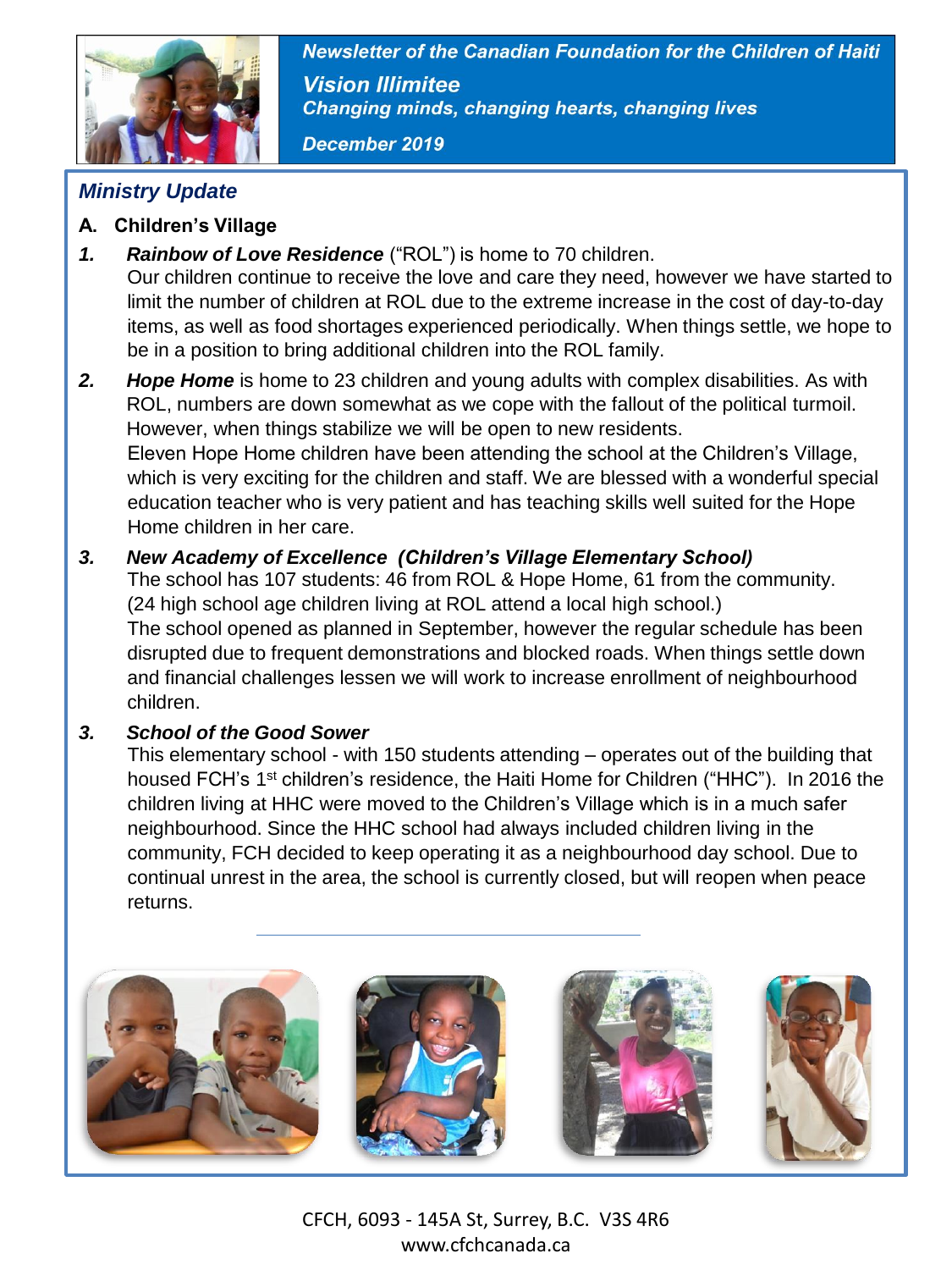*Newsletter of the Canadian Foundation for the Children of Haiti*

***Vision Illimitee***

***Changing minds, changing hearts, changing lives***

***December 2019***

## *Ministry Update*

### A. Children's Village

***1. Rainbow of Love Residence*** ("ROL") is home to 70 children.

Our children continue to receive the love and care they need, however we have started to limit the number of children at ROL due to the extreme increase in the cost of day-to-day items, as well as food shortages experienced periodically. When things settle, we hope to be in a position to bring additional children into the ROL family.

***2. Hope Home*** is home to 23 children and young adults with complex disabilities. As with ROL, numbers are down somewhat as we cope with the fallout of the political turmoil. However, when things stabilize we will be open to new residents.

Eleven Hope Home children have been attending the school at the Children's Village, which is very exciting for the children and staff. We are blessed with a wonderful special education teacher who is very patient and has teaching skills well suited for the Hope Home children in her care.

***3. New Academy of Excellence (Children's Village Elementary School)***

The school has 107 students: 46 from ROL & Hope Home, 61 from the community.
(24 high school age children living at ROL attend a local high school.)

The school opened as planned in September, however the regular schedule has been disrupted due to frequent demonstrations and blocked roads. When things settle down and financial challenges lessen we will work to increase enrollment of neighbourhood children.

***3. School of the Good Sower***

This elementary school - with 150 students attending – operates out of the building that housed FCH's 1st children's residence, the Haiti Home for Children ("HHC"). In 2016 the children living at HHC were moved to the Children's Village which is in a much safer neighbourhood. Since the HHC school had always included children living in the community, FCH decided to keep operating it as a neighbourhood day school. Due to continual unrest in the area, the school is currently closed, but will reopen when peace returns.

---

CFCH, 6093 - 145A St, Surrey, B.C. V3S 4R6
www.cfchcanada.ca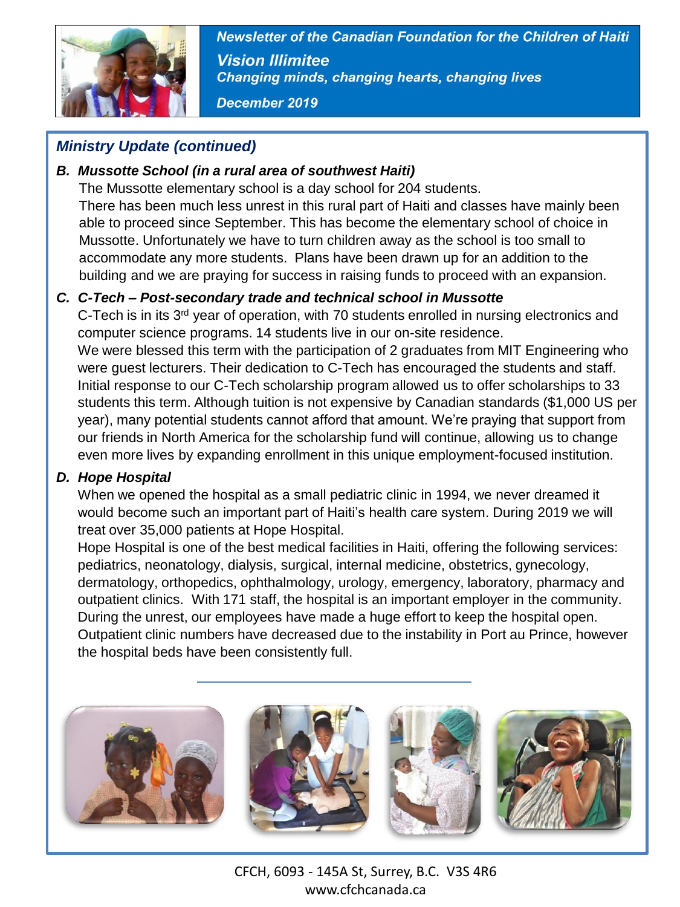**Newsletter of the Canadian Foundation for the Children of Haiti**
***Vision Illimitee***
***Changing minds, changing hearts, changing lives***
***December 2019***

## *Ministry Update (continued)*

### *B. Mussotte School (in a rural area of southwest Haiti)*

The Mussotte elementary school is a day school for 204 students.
There has been much less unrest in this rural part of Haiti and classes have mainly been able to proceed since September. This has become the elementary school of choice in Mussotte. Unfortunately we have to turn children away as the school is too small to accommodate any more students. Plans have been drawn up for an addition to the building and we are praying for success in raising funds to proceed with an expansion.

### *C. C-Tech – Post-secondary trade and technical school in Mussotte*

C-Tech is in its 3rd year of operation, with 70 students enrolled in nursing electronics and computer science programs. 14 students live in our on-site residence.
We were blessed this term with the participation of 2 graduates from MIT Engineering who were guest lecturers. Their dedication to C-Tech has encouraged the students and staff. Initial response to our C-Tech scholarship program allowed us to offer scholarships to 33 students this term. Although tuition is not expensive by Canadian standards ($1,000 US per year), many potential students cannot afford that amount. We're praying that support from our friends in North America for the scholarship fund will continue, allowing us to change even more lives by expanding enrollment in this unique employment-focused institution.

### *D. Hope Hospital*

When we opened the hospital as a small pediatric clinic in 1994, we never dreamed it would become such an important part of Haiti's health care system. During 2019 we will treat over 35,000 patients at Hope Hospital.
Hope Hospital is one of the best medical facilities in Haiti, offering the following services: pediatrics, neonatology, dialysis, surgical, internal medicine, obstetrics, gynecology, dermatology, orthopedics, ophthalmology, urology, emergency, laboratory, pharmacy and outpatient clinics. With 171 staff, the hospital is an important employer in the community. During the unrest, our employees have made a huge effort to keep the hospital open. Outpatient clinic numbers have decreased due to the instability in Port au Prince, however the hospital beds have been consistently full.

CFCH, 6093 - 145A St, Surrey, B.C. V3S 4R6
www.cfchcanada.ca